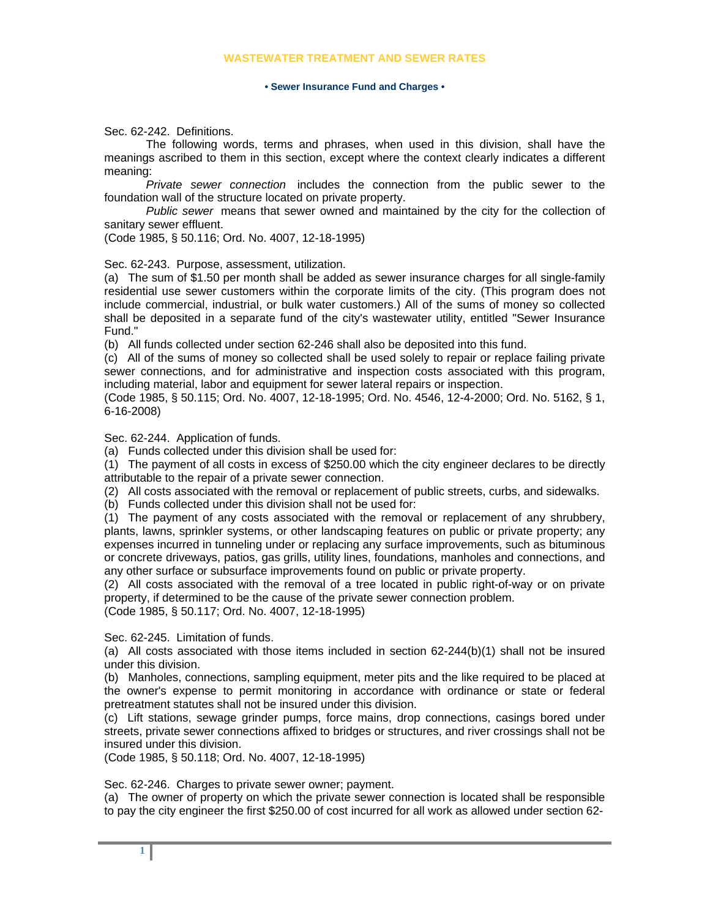# WASTEWATER TREATMENT AND SEWER RATES

## • Sewer Insurance Fund and Charges •

Sec. 62-242. Definitions.

The following words, terms and phrases, when used in this division, shall have the meanings ascribed to them in this section, except where the context clearly indicates a different meaning:

*Private sewer connection* includes the connection from the public sewer to the foundation wall of the structure located on private property.

*Public sewer* means that sewer owned and maintained by the city for the collection of sanitary sewer effluent.

(Code 1985, § 50.116; Ord. No. 4007, 12-18-1995)

Sec. 62-243. Purpose, assessment, utilization.

(a) The sum of $1.50 per month shall be added as sewer insurance charges for all single-family residential use sewer customers within the corporate limits of the city. (This program does not include commercial, industrial, or bulk water customers.) All of the sums of money so collected shall be deposited in a separate fund of the city's wastewater utility, entitled "Sewer Insurance Fund."

(b) All funds collected under section 62-246 shall also be deposited into this fund.

(c) All of the sums of money so collected shall be used solely to repair or replace failing private sewer connections, and for administrative and inspection costs associated with this program, including material, labor and equipment for sewer lateral repairs or inspection.

(Code 1985, § 50.115; Ord. No. 4007, 12-18-1995; Ord. No. 4546, 12-4-2000; Ord. No. 5162, § 1, 6-16-2008)

Sec. 62-244. Application of funds.

(a) Funds collected under this division shall be used for:

(1) The payment of all costs in excess of $250.00 which the city engineer declares to be directly attributable to the repair of a private sewer connection.

(2) All costs associated with the removal or replacement of public streets, curbs, and sidewalks.

(b) Funds collected under this division shall not be used for:

(1) The payment of any costs associated with the removal or replacement of any shrubbery, plants, lawns, sprinkler systems, or other landscaping features on public or private property; any expenses incurred in tunneling under or replacing any surface improvements, such as bituminous or concrete driveways, patios, gas grills, utility lines, foundations, manholes and connections, and any other surface or subsurface improvements found on public or private property.

(2) All costs associated with the removal of a tree located in public right-of-way or on private property, if determined to be the cause of the private sewer connection problem.

(Code 1985, § 50.117; Ord. No. 4007, 12-18-1995)

Sec. 62-245. Limitation of funds.

(a) All costs associated with those items included in section 62-244(b)(1) shall not be insured under this division.

(b) Manholes, connections, sampling equipment, meter pits and the like required to be placed at the owner's expense to permit monitoring in accordance with ordinance or state or federal pretreatment statutes shall not be insured under this division.

(c) Lift stations, sewage grinder pumps, force mains, drop connections, casings bored under streets, private sewer connections affixed to bridges or structures, and river crossings shall not be insured under this division.

(Code 1985, § 50.118; Ord. No. 4007, 12-18-1995)

Sec. 62-246. Charges to private sewer owner; payment.

(a) The owner of property on which the private sewer connection is located shall be responsible to pay the city engineer the first $250.00 of cost incurred for all work as allowed under section 62-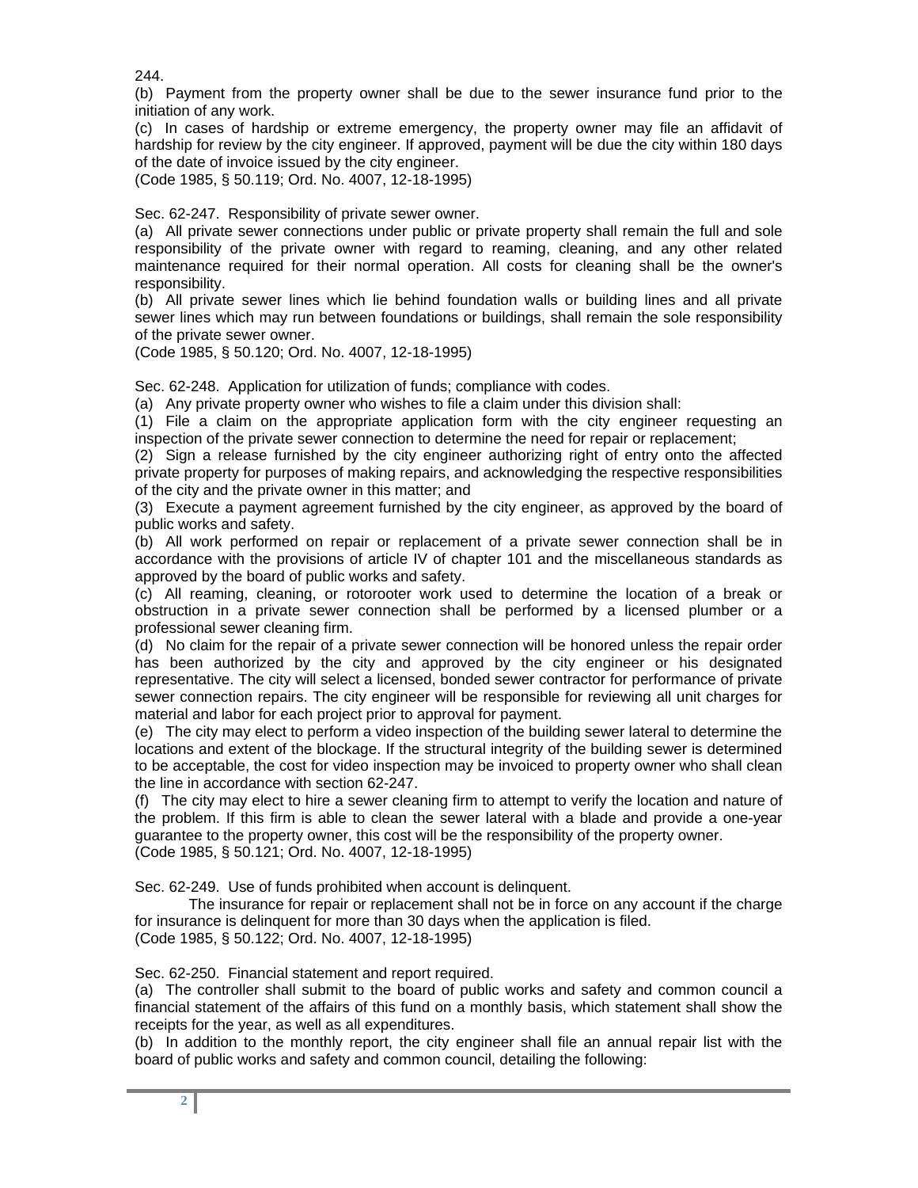244.

(b) Payment from the property owner shall be due to the sewer insurance fund prior to the initiation of any work.

(c) In cases of hardship or extreme emergency, the property owner may file an affidavit of hardship for review by the city engineer. If approved, payment will be due the city within 180 days of the date of invoice issued by the city engineer.

(Code 1985, § 50.119; Ord. No. 4007, 12-18-1995)

Sec. 62-247. Responsibility of private sewer owner.

(a) All private sewer connections under public or private property shall remain the full and sole responsibility of the private owner with regard to reaming, cleaning, and any other related maintenance required for their normal operation. All costs for cleaning shall be the owner's responsibility.

(b) All private sewer lines which lie behind foundation walls or building lines and all private sewer lines which may run between foundations or buildings, shall remain the sole responsibility of the private sewer owner.

(Code 1985, § 50.120; Ord. No. 4007, 12-18-1995)

Sec. 62-248. Application for utilization of funds; compliance with codes.

(a) Any private property owner who wishes to file a claim under this division shall:

(1) File a claim on the appropriate application form with the city engineer requesting an inspection of the private sewer connection to determine the need for repair or replacement;

(2) Sign a release furnished by the city engineer authorizing right of entry onto the affected private property for purposes of making repairs, and acknowledging the respective responsibilities of the city and the private owner in this matter; and

(3) Execute a payment agreement furnished by the city engineer, as approved by the board of public works and safety.

(b) All work performed on repair or replacement of a private sewer connection shall be in accordance with the provisions of article IV of chapter 101 and the miscellaneous standards as approved by the board of public works and safety.

(c) All reaming, cleaning, or rotorooter work used to determine the location of a break or obstruction in a private sewer connection shall be performed by a licensed plumber or a professional sewer cleaning firm.

(d) No claim for the repair of a private sewer connection will be honored unless the repair order has been authorized by the city and approved by the city engineer or his designated representative. The city will select a licensed, bonded sewer contractor for performance of private sewer connection repairs. The city engineer will be responsible for reviewing all unit charges for material and labor for each project prior to approval for payment.

(e) The city may elect to perform a video inspection of the building sewer lateral to determine the locations and extent of the blockage. If the structural integrity of the building sewer is determined to be acceptable, the cost for video inspection may be invoiced to property owner who shall clean the line in accordance with section 62-247.

(f) The city may elect to hire a sewer cleaning firm to attempt to verify the location and nature of the problem. If this firm is able to clean the sewer lateral with a blade and provide a one-year guarantee to the property owner, this cost will be the responsibility of the property owner.

(Code 1985, § 50.121; Ord. No. 4007, 12-18-1995)

Sec. 62-249. Use of funds prohibited when account is delinquent.

The insurance for repair or replacement shall not be in force on any account if the charge for insurance is delinquent for more than 30 days when the application is filed.

(Code 1985, § 50.122; Ord. No. 4007, 12-18-1995)

Sec. 62-250. Financial statement and report required.

(a) The controller shall submit to the board of public works and safety and common council a financial statement of the affairs of this fund on a monthly basis, which statement shall show the receipts for the year, as well as all expenditures.

(b) In addition to the monthly report, the city engineer shall file an annual repair list with the board of public works and safety and common council, detailing the following: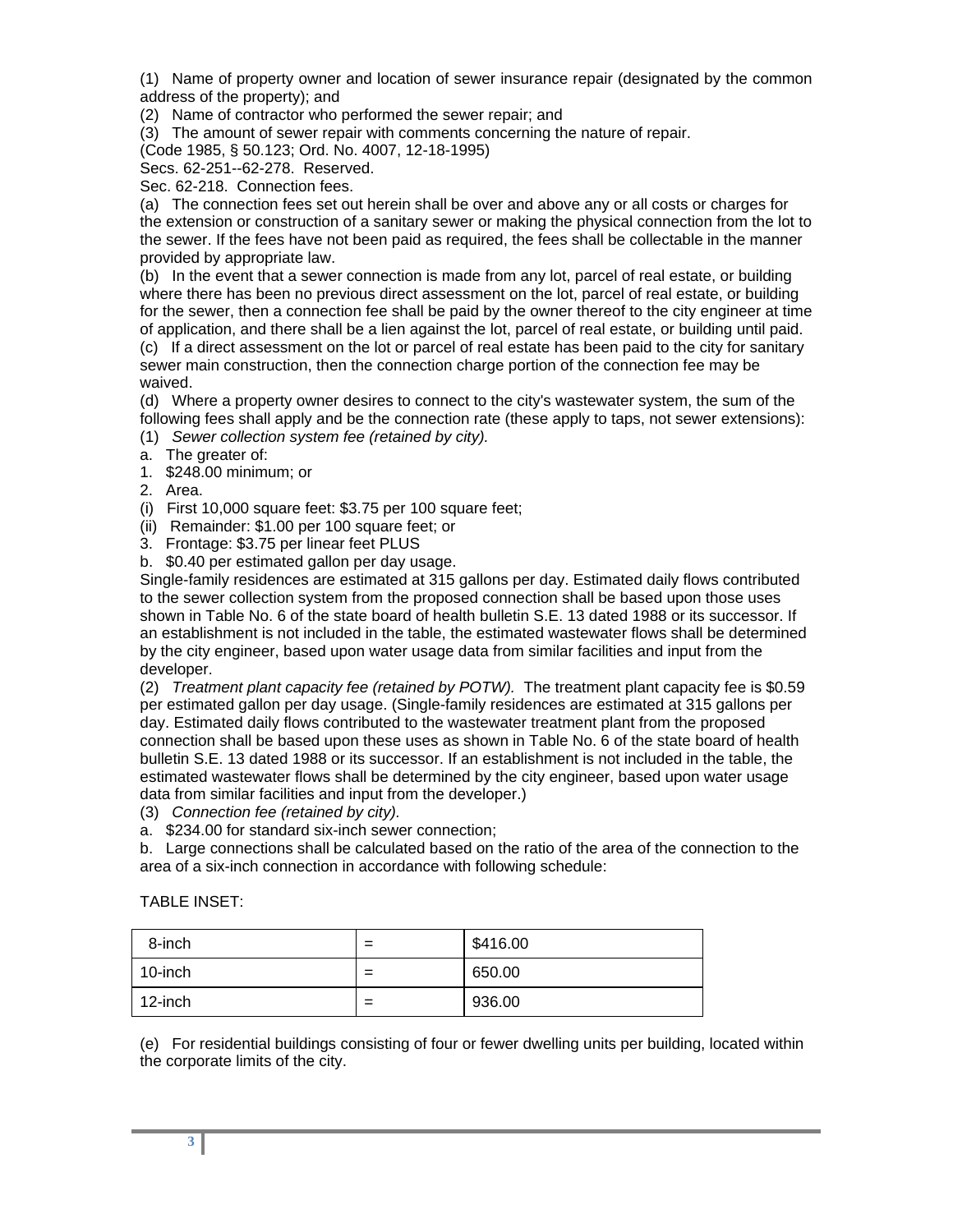(1) Name of property owner and location of sewer insurance repair (designated by the common address of the property); and

(2) Name of contractor who performed the sewer repair; and

(3) The amount of sewer repair with comments concerning the nature of repair.

(Code 1985, § 50.123; Ord. No. 4007, 12-18-1995)

Secs. 62-251--62-278. Reserved.

Sec. 62-218. Connection fees.

(a) The connection fees set out herein shall be over and above any or all costs or charges for the extension or construction of a sanitary sewer or making the physical connection from the lot to the sewer. If the fees have not been paid as required, the fees shall be collectable in the manner provided by appropriate law.

(b) In the event that a sewer connection is made from any lot, parcel of real estate, or building where there has been no previous direct assessment on the lot, parcel of real estate, or building for the sewer, then a connection fee shall be paid by the owner thereof to the city engineer at time of application, and there shall be a lien against the lot, parcel of real estate, or building until paid.

(c) If a direct assessment on the lot or parcel of real estate has been paid to the city for sanitary sewer main construction, then the connection charge portion of the connection fee may be waived.

(d) Where a property owner desires to connect to the city's wastewater system, the sum of the following fees shall apply and be the connection rate (these apply to taps, not sewer extensions):

(1) *Sewer collection system fee (retained by city).*

a. The greater of:

1. $248.00 minimum; or

2. Area.

(i) First 10,000 square feet: $3.75 per 100 square feet;

(ii) Remainder: $1.00 per 100 square feet; or

3. Frontage: $3.75 per linear feet PLUS

b. $0.40 per estimated gallon per day usage.

Single-family residences are estimated at 315 gallons per day. Estimated daily flows contributed to the sewer collection system from the proposed connection shall be based upon those uses shown in Table No. 6 of the state board of health bulletin S.E. 13 dated 1988 or its successor. If an establishment is not included in the table, the estimated wastewater flows shall be determined by the city engineer, based upon water usage data from similar facilities and input from the developer.

(2) *Treatment plant capacity fee (retained by POTW).* The treatment plant capacity fee is $0.59 per estimated gallon per day usage. (Single-family residences are estimated at 315 gallons per day. Estimated daily flows contributed to the wastewater treatment plant from the proposed connection shall be based upon these uses as shown in Table No. 6 of the state board of health bulletin S.E. 13 dated 1988 or its successor. If an establishment is not included in the table, the estimated wastewater flows shall be determined by the city engineer, based upon water usage data from similar facilities and input from the developer.)

(3) *Connection fee (retained by city).*

a. $234.00 for standard six-inch sewer connection;

b. Large connections shall be calculated based on the ratio of the area of the connection to the area of a six-inch connection in accordance with following schedule:

TABLE INSET:

| | | |
|---|---|---|
| 8-inch | = | $416.00 |
| 10-inch | = | 650.00 |
| 12-inch | = | 936.00 |

(e) For residential buildings consisting of four or fewer dwelling units per building, located within the corporate limits of the city.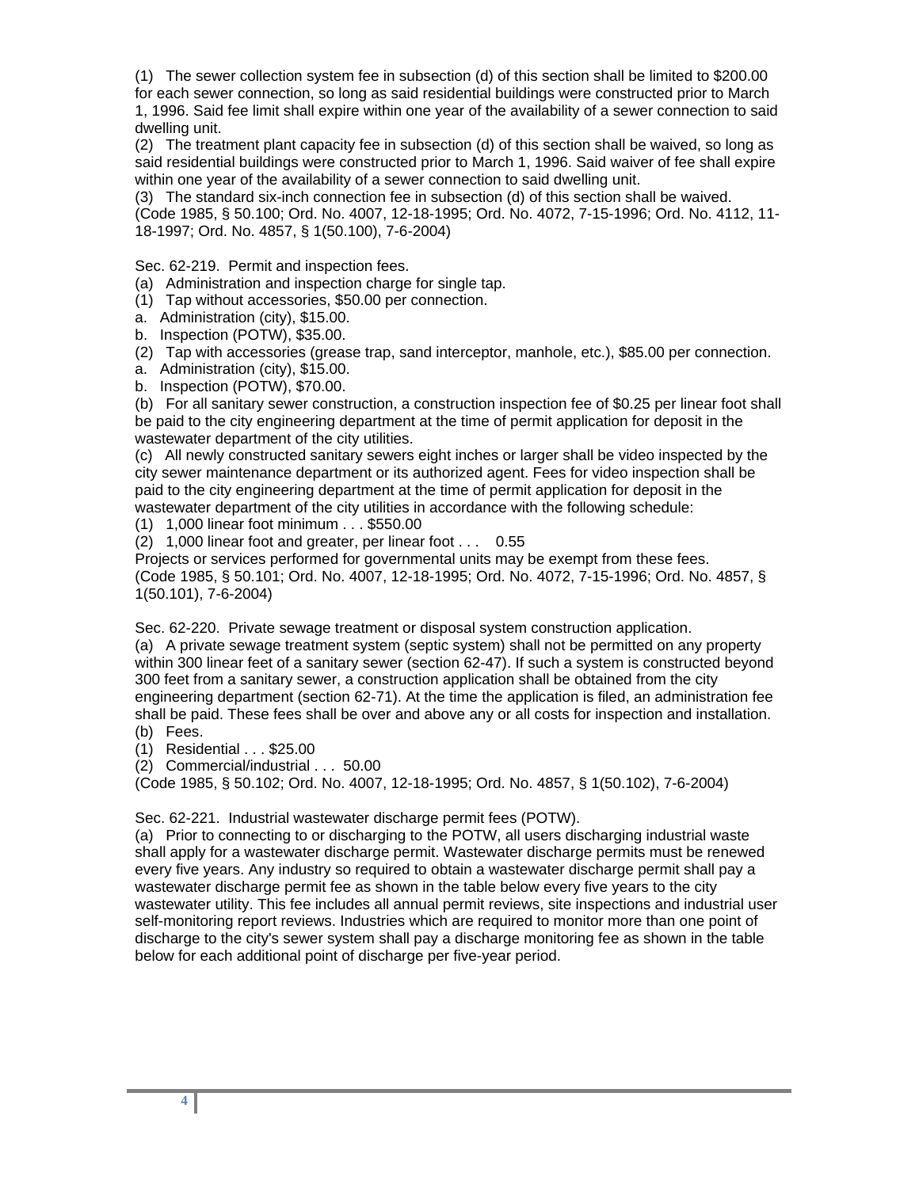(1) The sewer collection system fee in subsection (d) of this section shall be limited to $200.00 for each sewer connection, so long as said residential buildings were constructed prior to March 1, 1996. Said fee limit shall expire within one year of the availability of a sewer connection to said dwelling unit.
(2) The treatment plant capacity fee in subsection (d) of this section shall be waived, so long as said residential buildings were constructed prior to March 1, 1996. Said waiver of fee shall expire within one year of the availability of a sewer connection to said dwelling unit.
(3) The standard six-inch connection fee in subsection (d) of this section shall be waived.
(Code 1985, § 50.100; Ord. No. 4007, 12-18-1995; Ord. No. 4072, 7-15-1996; Ord. No. 4112, 11-18-1997; Ord. No. 4857, § 1(50.100), 7-6-2004)

Sec. 62-219. Permit and inspection fees.
(a) Administration and inspection charge for single tap.
(1) Tap without accessories, $50.00 per connection.
a. Administration (city), $15.00.
b. Inspection (POTW), $35.00.
(2) Tap with accessories (grease trap, sand interceptor, manhole, etc.), $85.00 per connection.
a. Administration (city), $15.00.
b. Inspection (POTW), $70.00.
(b) For all sanitary sewer construction, a construction inspection fee of $0.25 per linear foot shall be paid to the city engineering department at the time of permit application for deposit in the wastewater department of the city utilities.
(c) All newly constructed sanitary sewers eight inches or larger shall be video inspected by the city sewer maintenance department or its authorized agent. Fees for video inspection shall be paid to the city engineering department at the time of permit application for deposit in the wastewater department of the city utilities in accordance with the following schedule:
(1) 1,000 linear foot minimum . . . $550.00
(2) 1,000 linear foot and greater, per linear foot . . . 0.55
Projects or services performed for governmental units may be exempt from these fees.
(Code 1985, § 50.101; Ord. No. 4007, 12-18-1995; Ord. No. 4072, 7-15-1996; Ord. No. 4857, § 1(50.101), 7-6-2004)

Sec. 62-220. Private sewage treatment or disposal system construction application.
(a) A private sewage treatment system (septic system) shall not be permitted on any property within 300 linear feet of a sanitary sewer (section 62-47). If such a system is constructed beyond 300 feet from a sanitary sewer, a construction application shall be obtained from the city engineering department (section 62-71). At the time the application is filed, an administration fee shall be paid. These fees shall be over and above any or all costs for inspection and installation.
(b) Fees.
(1) Residential . . . $25.00
(2) Commercial/industrial . . . 50.00
(Code 1985, § 50.102; Ord. No. 4007, 12-18-1995; Ord. No. 4857, § 1(50.102), 7-6-2004)

Sec. 62-221. Industrial wastewater discharge permit fees (POTW).
(a) Prior to connecting to or discharging to the POTW, all users discharging industrial waste shall apply for a wastewater discharge permit. Wastewater discharge permits must be renewed every five years. Any industry so required to obtain a wastewater discharge permit shall pay a wastewater discharge permit fee as shown in the table below every five years to the city wastewater utility. This fee includes all annual permit reviews, site inspections and industrial user self-monitoring report reviews. Industries which are required to monitor more than one point of discharge to the city's sewer system shall pay a discharge monitoring fee as shown in the table below for each additional point of discharge per five-year period.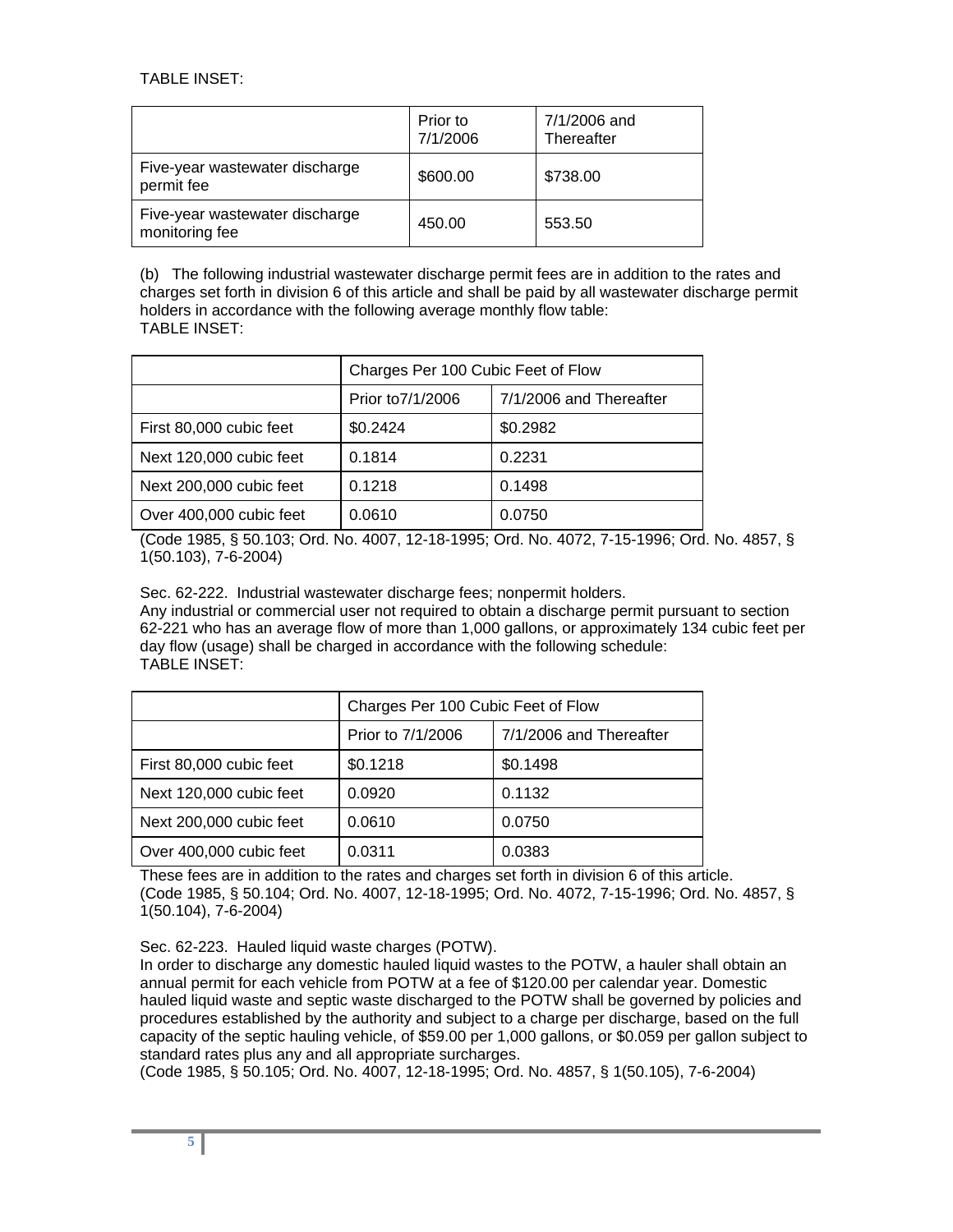TABLE INSET:

| | Prior to 7/1/2006 | 7/1/2006 and Thereafter |
|---|---|---|
| Five-year wastewater discharge permit fee | $600.00 | $738.00 |
| Five-year wastewater discharge monitoring fee | 450.00 | 553.50 |

(b) The following industrial wastewater discharge permit fees are in addition to the rates and charges set forth in division 6 of this article and shall be paid by all wastewater discharge permit holders in accordance with the following average monthly flow table:
TABLE INSET:

| | Charges Per 100 Cubic Feet of Flow | |
|---|---|---|
| | Prior to7/1/2006 | 7/1/2006 and Thereafter |
| First 80,000 cubic feet | $0.2424 | $0.2982 |
| Next 120,000 cubic feet | 0.1814 | 0.2231 |
| Next 200,000 cubic feet | 0.1218 | 0.1498 |
| Over 400,000 cubic feet | 0.0610 | 0.0750 |

(Code 1985, § 50.103; Ord. No. 4007, 12-18-1995; Ord. No. 4072, 7-15-1996; Ord. No. 4857, § 1(50.103), 7-6-2004)

Sec. 62-222. Industrial wastewater discharge fees; nonpermit holders.
Any industrial or commercial user not required to obtain a discharge permit pursuant to section 62-221 who has an average flow of more than 1,000 gallons, or approximately 134 cubic feet per day flow (usage) shall be charged in accordance with the following schedule:
TABLE INSET:

| | Charges Per 100 Cubic Feet of Flow | |
|---|---|---|
| | Prior to 7/1/2006 | 7/1/2006 and Thereafter |
| First 80,000 cubic feet | $0.1218 | $0.1498 |
| Next 120,000 cubic feet | 0.0920 | 0.1132 |
| Next 200,000 cubic feet | 0.0610 | 0.0750 |
| Over 400,000 cubic feet | 0.0311 | 0.0383 |

These fees are in addition to the rates and charges set forth in division 6 of this article.
(Code 1985, § 50.104; Ord. No. 4007, 12-18-1995; Ord. No. 4072, 7-15-1996; Ord. No. 4857, § 1(50.104), 7-6-2004)

Sec. 62-223. Hauled liquid waste charges (POTW).
In order to discharge any domestic hauled liquid wastes to the POTW, a hauler shall obtain an annual permit for each vehicle from POTW at a fee of $120.00 per calendar year. Domestic hauled liquid waste and septic waste discharged to the POTW shall be governed by policies and procedures established by the authority and subject to a charge per discharge, based on the full capacity of the septic hauling vehicle, of $59.00 per 1,000 gallons, or $0.059 per gallon subject to standard rates plus any and all appropriate surcharges.
(Code 1985, § 50.105; Ord. No. 4007, 12-18-1995; Ord. No. 4857, § 1(50.105), 7-6-2004)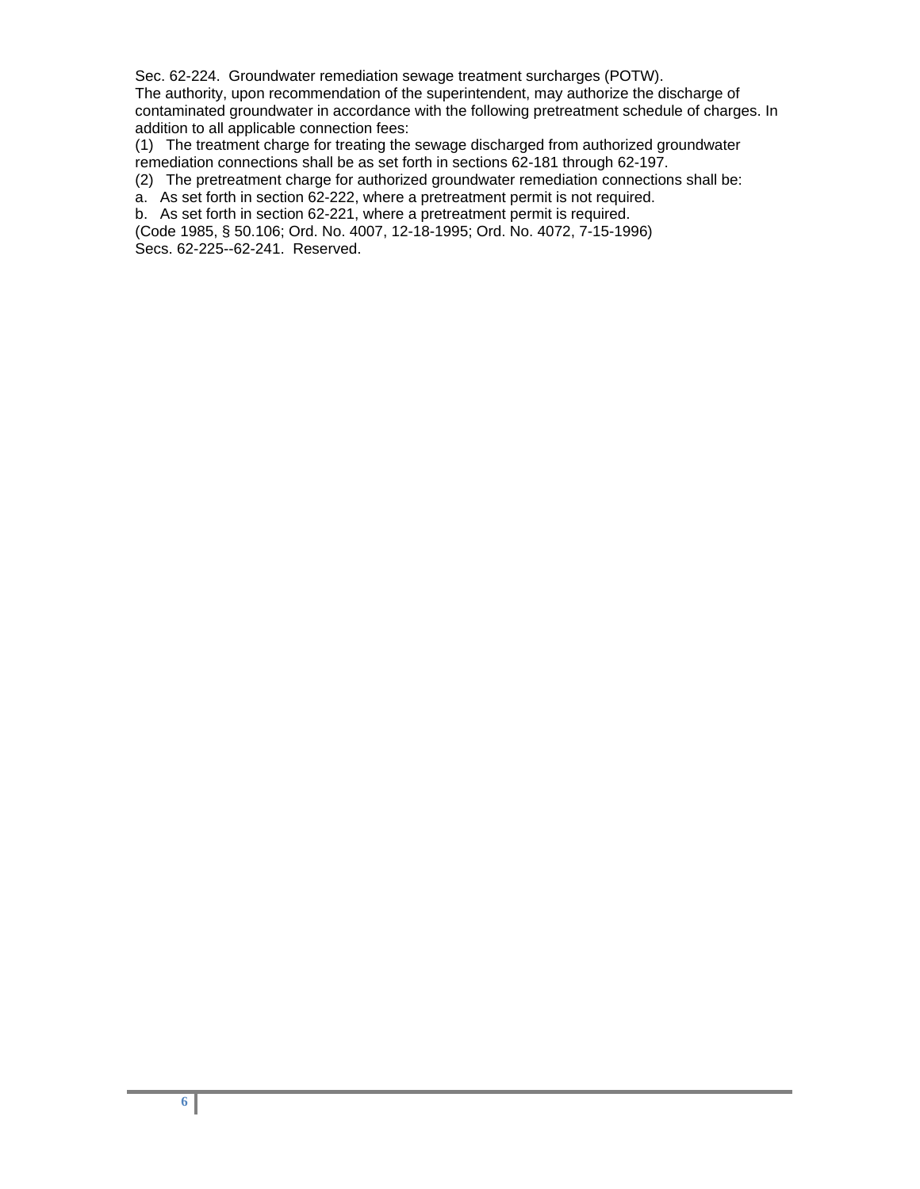Sec. 62-224. Groundwater remediation sewage treatment surcharges (POTW).

The authority, upon recommendation of the superintendent, may authorize the discharge of contaminated groundwater in accordance with the following pretreatment schedule of charges. In addition to all applicable connection fees:

(1) The treatment charge for treating the sewage discharged from authorized groundwater remediation connections shall be as set forth in sections 62-181 through 62-197.

(2) The pretreatment charge for authorized groundwater remediation connections shall be:

a. As set forth in section 62-222, where a pretreatment permit is not required.

b. As set forth in section 62-221, where a pretreatment permit is required.

(Code 1985, § 50.106; Ord. No. 4007, 12-18-1995; Ord. No. 4072, 7-15-1996)

Secs. 62-225--62-241. Reserved.